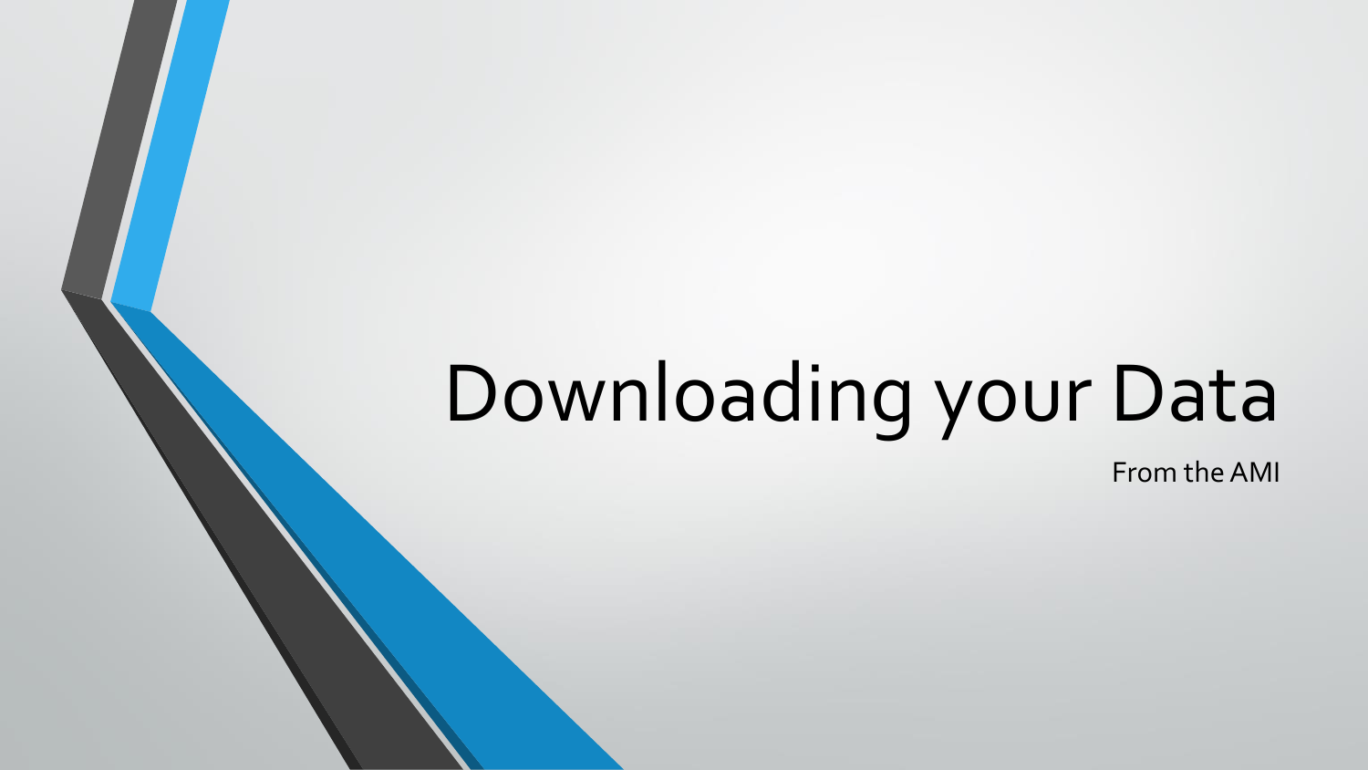# Downloading your Data

From the AMI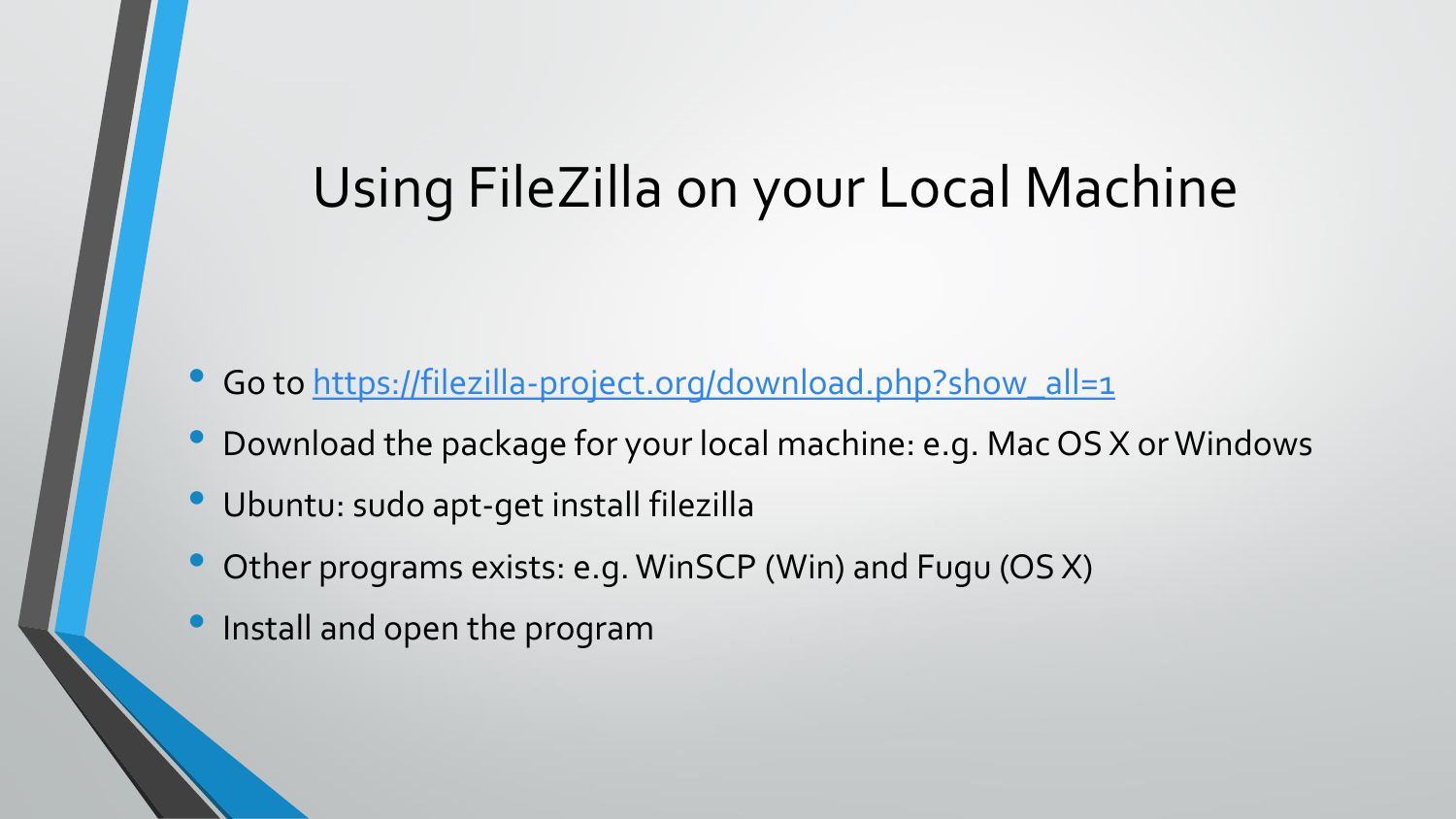# Using FileZilla on your Local Machine

- Go to [https://filezilla-project.org/download.php?show_all=1](https://filezilla-project.org/download.php?show_all=1)
- Download the package for your local machine: e.g. Mac OS X or Windows
- Ubuntu: sudo apt-get install filezilla
- Other programs exists: e.g. WinSCP (Win) and Fugu (OS X)
- Install and open the program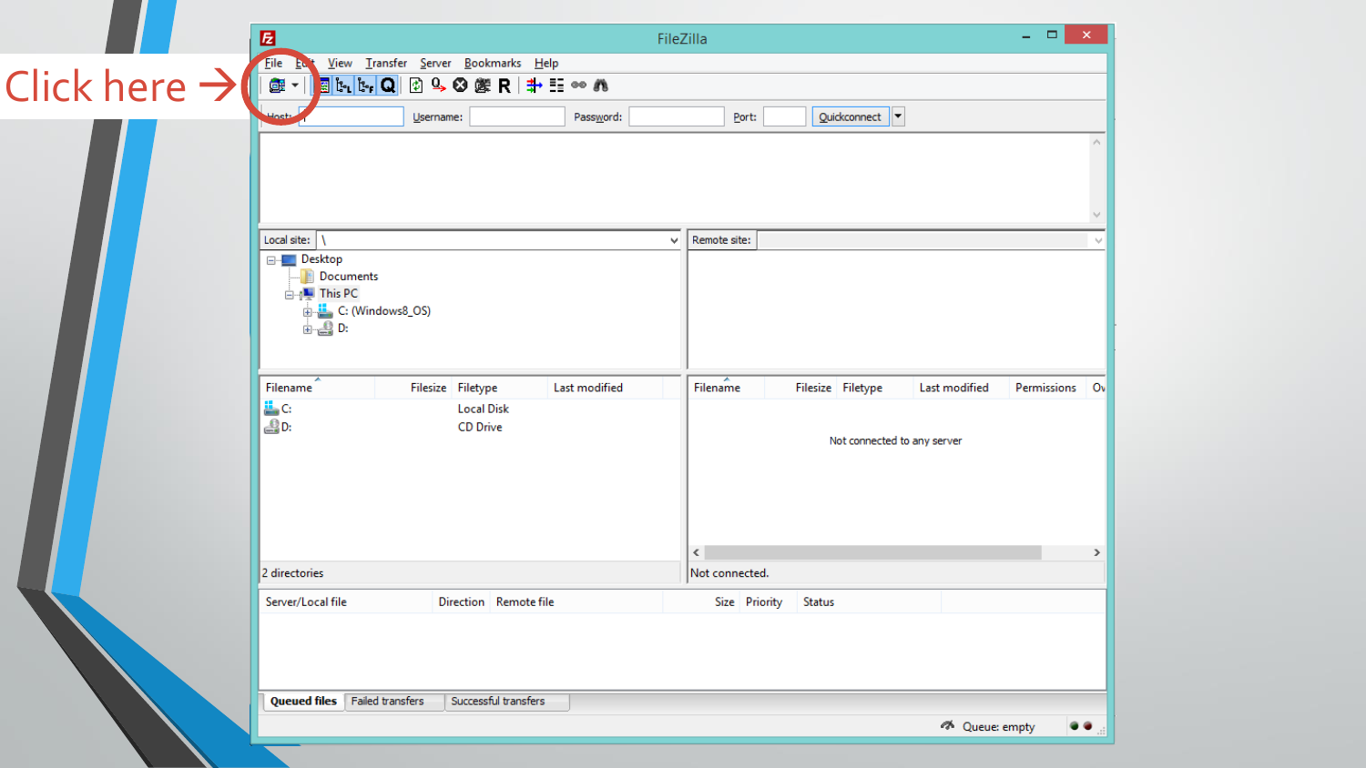Click here →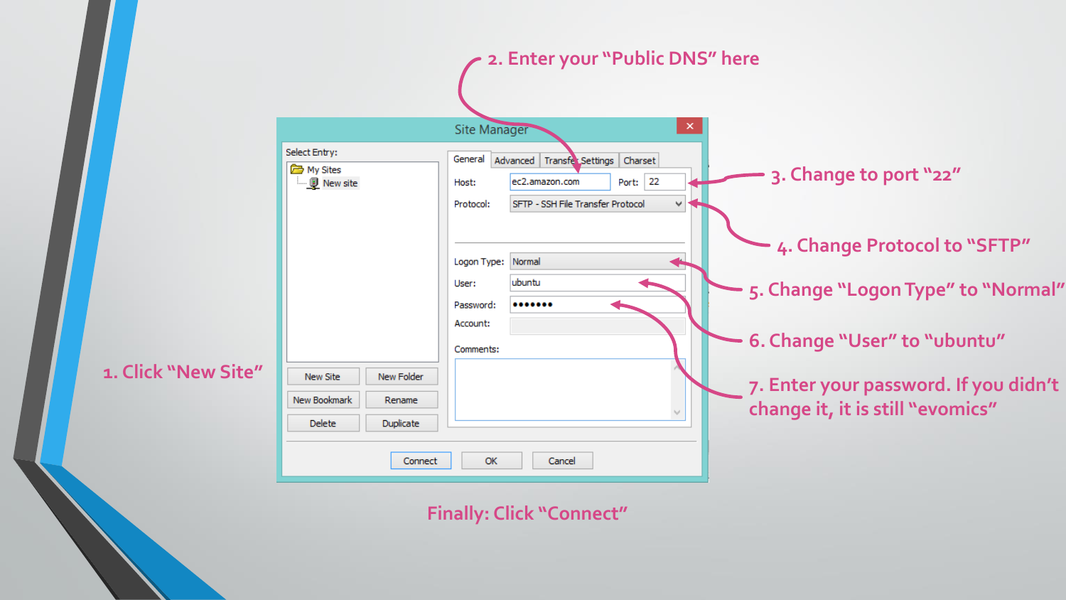1. Click "New Site"

2. Enter your "Public DNS" here

3. Change to port "22"

4. Change Protocol to "SFTP"

5. Change "Logon Type" to "Normal"

6. Change "User" to "ubuntu"

7. Enter your password. If you didn't change it, it is still "evomics"

Finally: Click "Connect"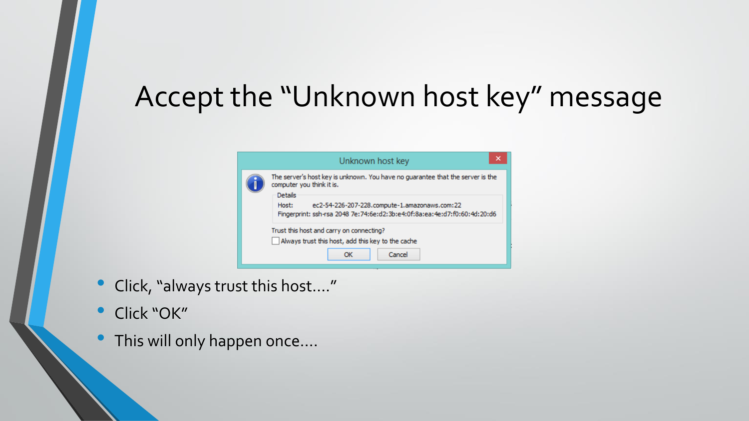# Accept the “Unknown host key” message

Unknown host key

The server's host key is unknown. You have no guarantee that the server is the computer you think it is.

Details

Host: ec2-54-226-207-228.compute-1.amazonaws.com:22

Fingerprint: ssh-rsa 2048 7e:74:6e:d2:3b:e4:0f:8a:ea:4e:d7:f0:60:4d:20:d6

Trust this host and carry on connecting?

☐ Always trust this host, add this key to the cache

OK | Cancel

- Click, “always trust this host....”
- Click “OK”
- This will only happen once....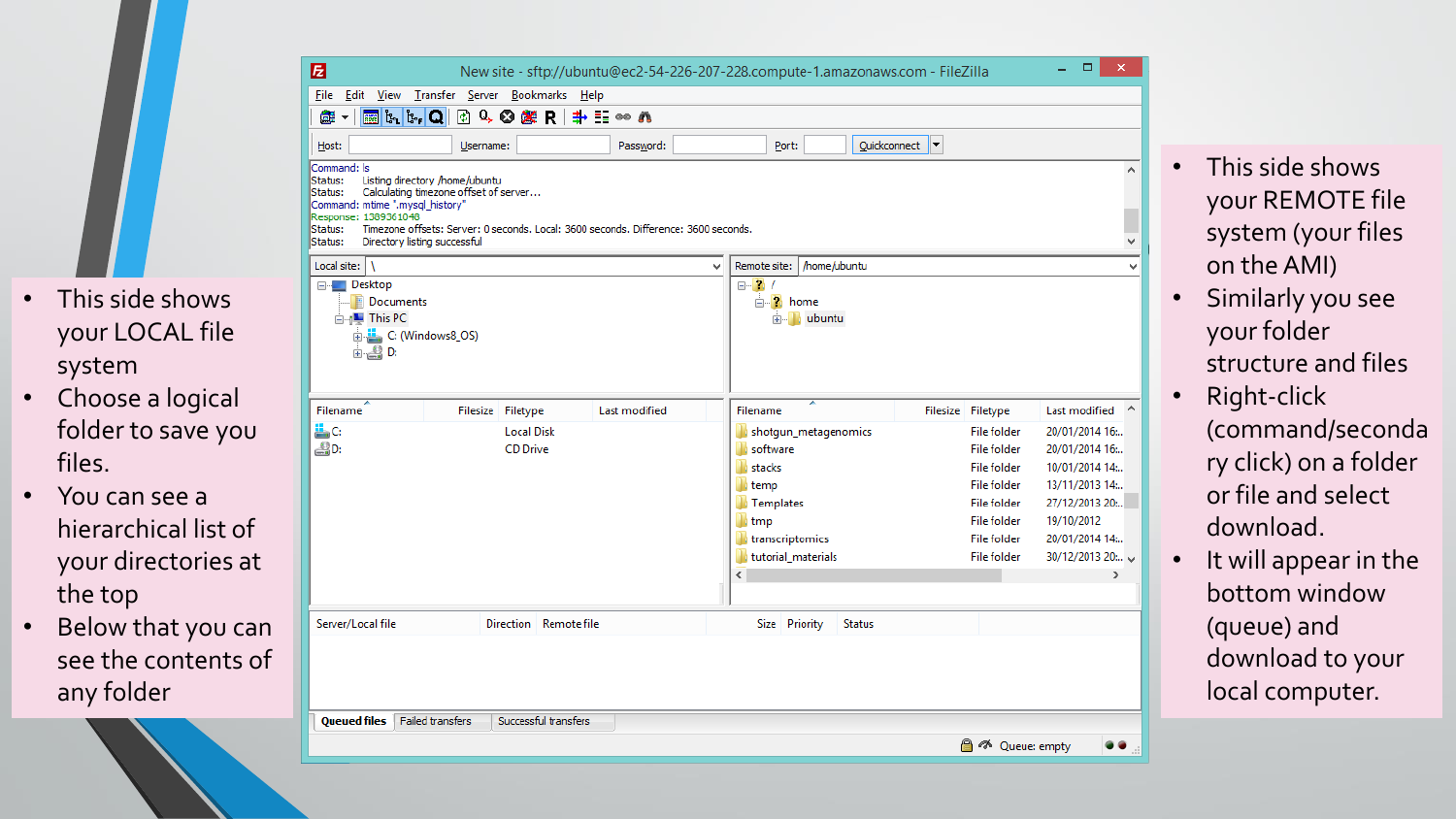- This side shows your LOCAL file system
- Choose a logical folder to save you files.
- You can see a hierarchical list of your directories at the top
- Below that you can see the contents of any folder

- This side shows your REMOTE file system (your files on the AMI)
- Similarly you see your folder structure and files
- Right-click (command/secondary click) on a folder or file and select download.
- It will appear in the bottom window (queue) and download to your local computer.